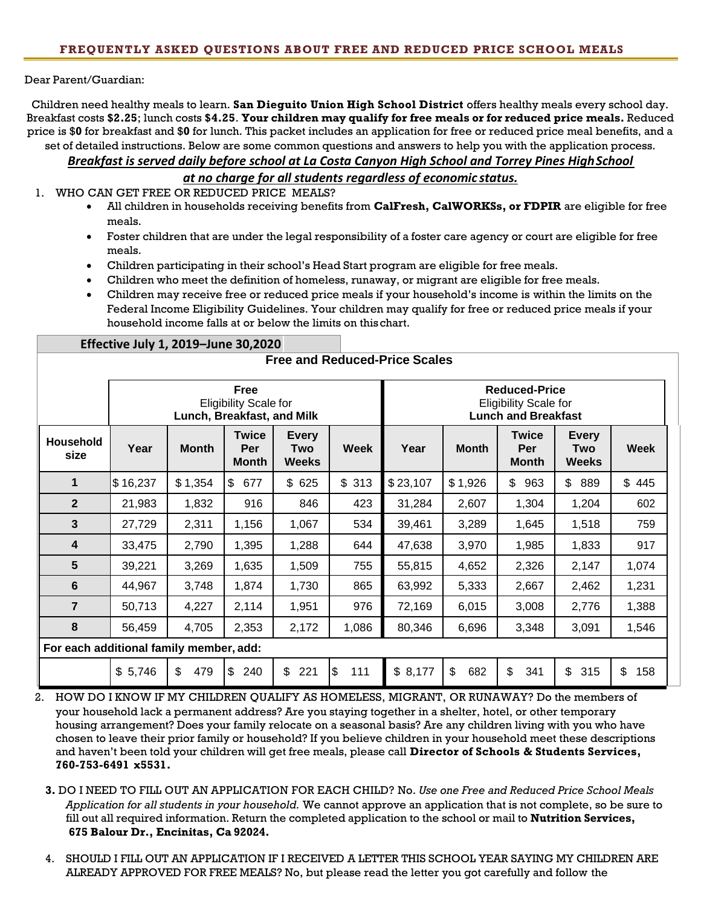## FREQUENTLY ASKED QUESTIONS ABOUT FREE AND REDUCED PRICE SCHOOL MEALS

Dear Parent/Guardian:

Children need healthy meals to learn. **San Dieguito Union High School District** offers healthy meals every school day. Breakfast costs **$2.25**; lunch costs **$4.25**. **Your children may qualify for free meals or for reduced price meals.** Reduced price is $**0** for breakfast and $**0** for lunch. This packet includes an application for free or reduced price meal benefits, and a set of detailed instructions. Below are some common questions and answers to help you with the application process.

***Breakfast is served daily before school at La Costa Canyon High School and Torrey Pines High School at no charge for all students regardless of economic status.***

1. WHO CAN GET FREE OR REDUCED PRICE MEALS?
   - All children in households receiving benefits from **CalFresh, CalWORKSs, or FDPIR** are eligible for free meals.
   - Foster children that are under the legal responsibility of a foster care agency or court are eligible for free meals.
   - Children participating in their school's Head Start program are eligible for free meals.
   - Children who meet the definition of homeless, runaway, or migrant are eligible for free meals.
   - Children may receive free or reduced price meals if your household's income is within the limits on the Federal Income Eligibility Guidelines. Your children may qualify for free or reduced price meals if your household income falls at or below the limits on this chart.

**Effective July 1, 2019–June 30,2020**

**Free and Reduced-Price Scales**

| | **Free** Eligibility Scale for **Lunch, Breakfast, and Milk** | | | | | **Reduced-Price** Eligibility Scale for **Lunch and Breakfast** | | | | |
|---|---|---|---|---|---|---|---|---|---|---|
| **Household size** | **Year** | **Month** | **Twice Per Month** | **Every Two Weeks** | **Week** | **Year** | **Month** | **Twice Per Month** | **Every Two Weeks** | **Week** |
| **1** | $16,237 | $1,354 | $ 677 | $ 625 | $ 313 | $23,107 | $1,926 | $ 963 | $ 889 | $ 445 |
| **2** | 21,983 | 1,832 | 916 | 846 | 423 | 31,284 | 2,607 | 1,304 | 1,204 | 602 |
| **3** | 27,729 | 2,311 | 1,156 | 1,067 | 534 | 39,461 | 3,289 | 1,645 | 1,518 | 759 |
| **4** | 33,475 | 2,790 | 1,395 | 1,288 | 644 | 47,638 | 3,970 | 1,985 | 1,833 | 917 |
| **5** | 39,221 | 3,269 | 1,635 | 1,509 | 755 | 55,815 | 4,652 | 2,326 | 2,147 | 1,074 |
| **6** | 44,967 | 3,748 | 1,874 | 1,730 | 865 | 63,992 | 5,333 | 2,667 | 2,462 | 1,231 |
| **7** | 50,713 | 4,227 | 2,114 | 1,951 | 976 | 72,169 | 6,015 | 3,008 | 2,776 | 1,388 |
| **8** | 56,459 | 4,705 | 2,353 | 2,172 | 1,086 | 80,346 | 6,696 | 3,348 | 3,091 | 1,546 |
| **For each additional family member, add:** | | | | | | | | | | |
| | $ 5,746 | $ 479 | $ 240 | $ 221 | $ 111 | $ 8,177 | $ 682 | $ 341 | $ 315 | $ 158 |

2. HOW DO I KNOW IF MY CHILDREN QUALIFY AS HOMELESS, MIGRANT, OR RUNAWAY? Do the members of your household lack a permanent address? Are you staying together in a shelter, hotel, or other temporary housing arrangement? Does your family relocate on a seasonal basis? Are any children living with you who have chosen to leave their prior family or household? If you believe children in your household meet these descriptions and haven't been told your children will get free meals, please call **Director of Schools & Students Services, 760-753-6491 x5531.**

3. DO I NEED TO FILL OUT AN APPLICATION FOR EACH CHILD? No. *Use one Free and Reduced Price School Meals Application for all students in your household.* We cannot approve an application that is not complete, so be sure to fill out all required information. Return the completed application to the school or mail to **Nutrition Services, 675 Balour Dr., Encinitas, Ca 92024.**

4. SHOULD I FILL OUT AN APPLICATION IF I RECEIVED A LETTER THIS SCHOOL YEAR SAYING MY CHILDREN ARE ALREADY APPROVED FOR FREE MEALS? No, but please read the letter you got carefully and follow the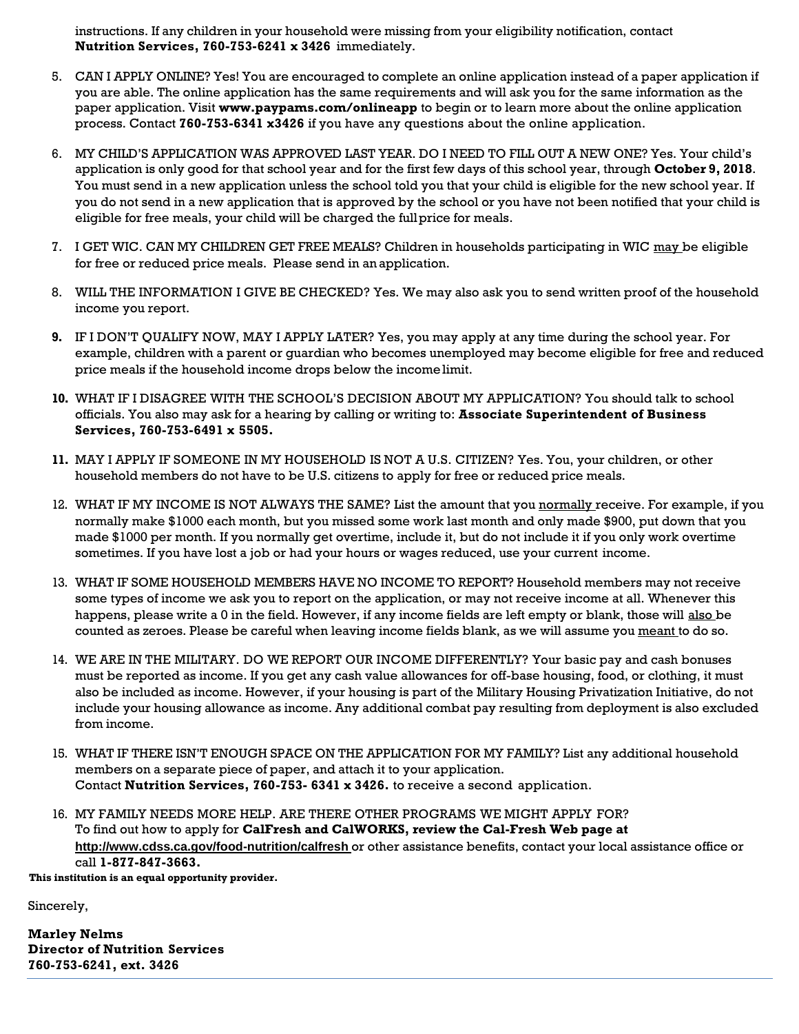instructions. If any children in your household were missing from your eligibility notification, contact **Nutrition Services, 760-753-6241 x 3426** immediately.

5. CAN I APPLY ONLINE? Yes! You are encouraged to complete an online application instead of a paper application if you are able. The online application has the same requirements and will ask you for the same information as the paper application. Visit **www.paypams.com/onlineapp** to begin or to learn more about the online application process. Contact **760-753-6341 x3426** if you have any questions about the online application.

6. MY CHILD'S APPLICATION WAS APPROVED LAST YEAR. DO I NEED TO FILL OUT A NEW ONE? Yes. Your child's application is only good for that school year and for the first few days of this school year, through **October 9, 2018**. You must send in a new application unless the school told you that your child is eligible for the new school year. If you do not send in a new application that is approved by the school or you have not been notified that your child is eligible for free meals, your child will be charged the full price for meals.

7. I GET WIC. CAN MY CHILDREN GET FREE MEALS? Children in households participating in WIC may be eligible for free or reduced price meals. Please send in an application.

8. WILL THE INFORMATION I GIVE BE CHECKED? Yes. We may also ask you to send written proof of the household income you report.

9. IF I DON'T QUALIFY NOW, MAY I APPLY LATER? Yes, you may apply at any time during the school year. For example, children with a parent or guardian who becomes unemployed may become eligible for free and reduced price meals if the household income drops below the income limit.

10. WHAT IF I DISAGREE WITH THE SCHOOL'S DECISION ABOUT MY APPLICATION? You should talk to school officials. You also may ask for a hearing by calling or writing to: **Associate Superintendent of Business Services, 760-753-6491 x 5505.**

11. MAY I APPLY IF SOMEONE IN MY HOUSEHOLD IS NOT A U.S. CITIZEN? Yes. You, your children, or other household members do not have to be U.S. citizens to apply for free or reduced price meals.

12. WHAT IF MY INCOME IS NOT ALWAYS THE SAME? List the amount that you normally receive. For example, if you normally make $1000 each month, but you missed some work last month and only made $900, put down that you made $1000 per month. If you normally get overtime, include it, but do not include it if you only work overtime sometimes. If you have lost a job or had your hours or wages reduced, use your current income.

13. WHAT IF SOME HOUSEHOLD MEMBERS HAVE NO INCOME TO REPORT? Household members may not receive some types of income we ask you to report on the application, or may not receive income at all. Whenever this happens, please write a 0 in the field. However, if any income fields are left empty or blank, those will also be counted as zeroes. Please be careful when leaving income fields blank, as we will assume you meant to do so.

14. WE ARE IN THE MILITARY. DO WE REPORT OUR INCOME DIFFERENTLY? Your basic pay and cash bonuses must be reported as income. If you get any cash value allowances for off-base housing, food, or clothing, it must also be included as income. However, if your housing is part of the Military Housing Privatization Initiative, do not include your housing allowance as income. Any additional combat pay resulting from deployment is also excluded from income.

15. WHAT IF THERE ISN'T ENOUGH SPACE ON THE APPLICATION FOR MY FAMILY? List any additional household members on a separate piece of paper, and attach it to your application. Contact **Nutrition Services, 760-753- 6341 x 3426.** to receive a second application.

16. MY FAMILY NEEDS MORE HELP. ARE THERE OTHER PROGRAMS WE MIGHT APPLY FOR? To find out how to apply for **CalFresh and CalWORKS, review the Cal-Fresh Web page at http://www.cdss.ca.gov/food-nutrition/calfresh** or other assistance benefits, contact your local assistance office or call **1-877-847-3663.**

**This institution is an equal opportunity provider.**

Sincerely,

**Marley Nelms**
**Director of Nutrition Services**
**760-753-6241, ext. 3426**